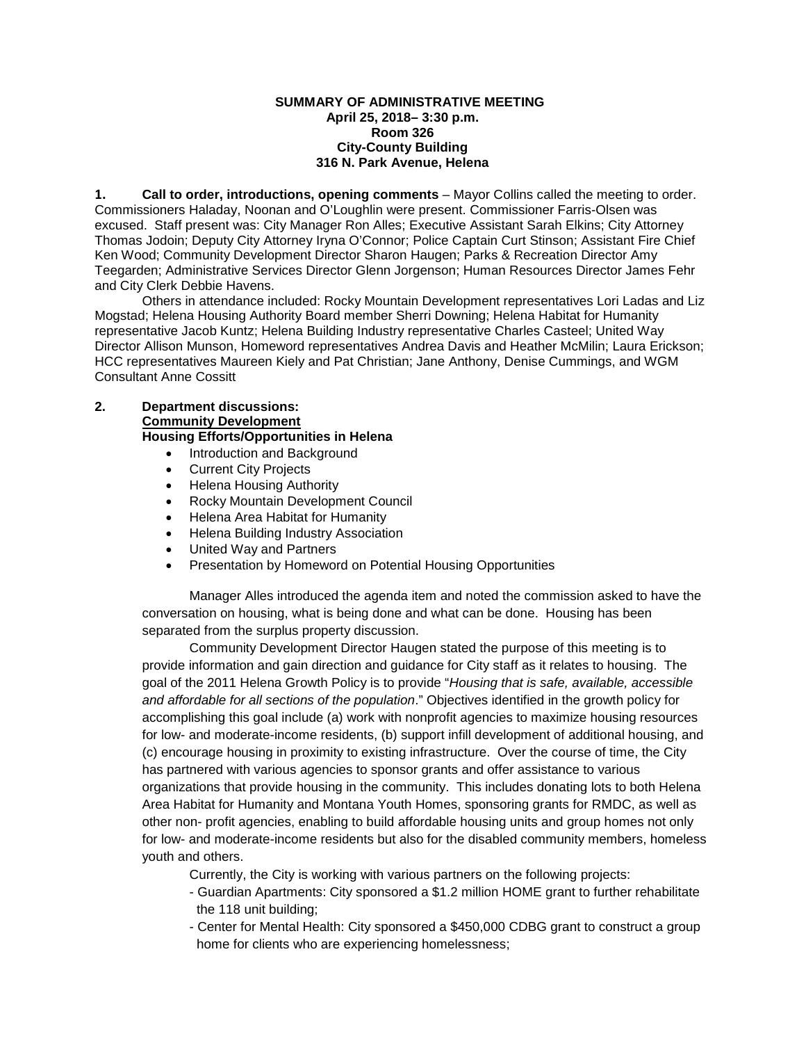**SUMMARY OF ADMINISTRATIVE MEETING**
**April 25, 2018– 3:30 p.m.**
**Room 326**
**City-County Building**
**316 N. Park Avenue, Helena**

**1. Call to order, introductions, opening comments** – Mayor Collins called the meeting to order. Commissioners Haladay, Noonan and O'Loughlin were present. Commissioner Farris-Olsen was excused. Staff present was: City Manager Ron Alles; Executive Assistant Sarah Elkins; City Attorney Thomas Jodoin; Deputy City Attorney Iryna O'Connor; Police Captain Curt Stinson; Assistant Fire Chief Ken Wood; Community Development Director Sharon Haugen; Parks & Recreation Director Amy Teegarden; Administrative Services Director Glenn Jorgenson; Human Resources Director James Fehr and City Clerk Debbie Havens.

Others in attendance included: Rocky Mountain Development representatives Lori Ladas and Liz Mogstad; Helena Housing Authority Board member Sherri Downing; Helena Habitat for Humanity representative Jacob Kuntz; Helena Building Industry representative Charles Casteel; United Way Director Allison Munson, Homeword representatives Andrea Davis and Heather McMilin; Laura Erickson; HCC representatives Maureen Kiely and Pat Christian; Jane Anthony, Denise Cummings, and WGM Consultant Anne Cossitt

**2. Department discussions:**
**Community Development**
**Housing Efforts/Opportunities in Helena**

- Introduction and Background
- Current City Projects
- Helena Housing Authority
- Rocky Mountain Development Council
- Helena Area Habitat for Humanity
- Helena Building Industry Association
- United Way and Partners
- Presentation by Homeword on Potential Housing Opportunities

Manager Alles introduced the agenda item and noted the commission asked to have the conversation on housing, what is being done and what can be done. Housing has been separated from the surplus property discussion.

Community Development Director Haugen stated the purpose of this meeting is to provide information and gain direction and guidance for City staff as it relates to housing. The goal of the 2011 Helena Growth Policy is to provide "*Housing that is safe, available, accessible and affordable for all sections of the population*." Objectives identified in the growth policy for accomplishing this goal include (a) work with nonprofit agencies to maximize housing resources for low- and moderate-income residents, (b) support infill development of additional housing, and (c) encourage housing in proximity to existing infrastructure. Over the course of time, the City has partnered with various agencies to sponsor grants and offer assistance to various organizations that provide housing in the community. This includes donating lots to both Helena Area Habitat for Humanity and Montana Youth Homes, sponsoring grants for RMDC, as well as other non- profit agencies, enabling to build affordable housing units and group homes not only for low- and moderate-income residents but also for the disabled community members, homeless youth and others.

Currently, the City is working with various partners on the following projects:

- Guardian Apartments: City sponsored a $1.2 million HOME grant to further rehabilitate the 118 unit building;
- Center for Mental Health: City sponsored a $450,000 CDBG grant to construct a group home for clients who are experiencing homelessness;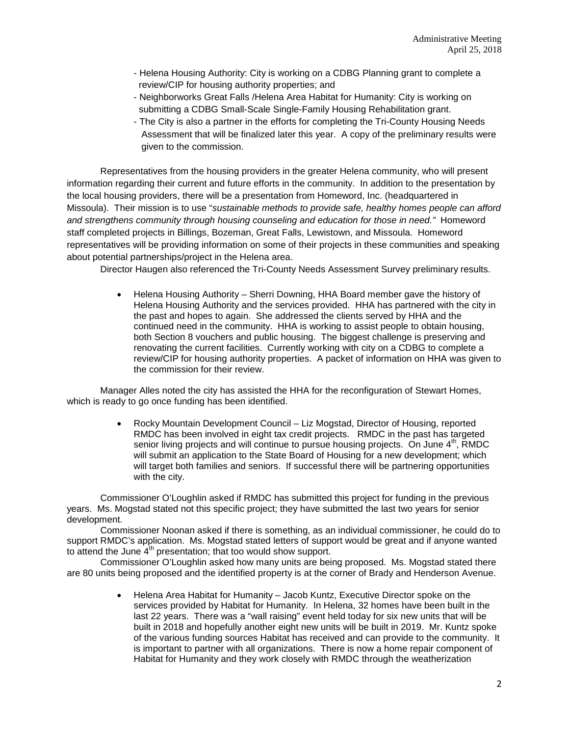- Helena Housing Authority: City is working on a CDBG Planning grant to complete a review/CIP for housing authority properties; and
- Neighborworks Great Falls /Helena Area Habitat for Humanity: City is working on submitting a CDBG Small-Scale Single-Family Housing Rehabilitation grant.
- The City is also a partner in the efforts for completing the Tri-County Housing Needs Assessment that will be finalized later this year. A copy of the preliminary results were given to the commission.

Representatives from the housing providers in the greater Helena community, who will present information regarding their current and future efforts in the community. In addition to the presentation by the local housing providers, there will be a presentation from Homeword, Inc. (headquartered in Missoula). Their mission is to use "*sustainable methods to provide safe, healthy homes people can afford and strengthens community through housing counseling and education for those in need."* Homeword staff completed projects in Billings, Bozeman, Great Falls, Lewistown, and Missoula. Homeword representatives will be providing information on some of their projects in these communities and speaking about potential partnerships/project in the Helena area.

Director Haugen also referenced the Tri-County Needs Assessment Survey preliminary results.

- Helena Housing Authority – Sherri Downing, HHA Board member gave the history of Helena Housing Authority and the services provided. HHA has partnered with the city in the past and hopes to again. She addressed the clients served by HHA and the continued need in the community. HHA is working to assist people to obtain housing, both Section 8 vouchers and public housing. The biggest challenge is preserving and renovating the current facilities. Currently working with city on a CDBG to complete a review/CIP for housing authority properties. A packet of information on HHA was given to the commission for their review.

Manager Alles noted the city has assisted the HHA for the reconfiguration of Stewart Homes, which is ready to go once funding has been identified.

- Rocky Mountain Development Council – Liz Mogstad, Director of Housing, reported RMDC has been involved in eight tax credit projects. RMDC in the past has targeted senior living projects and will continue to pursue housing projects. On June 4th, RMDC will submit an application to the State Board of Housing for a new development; which will target both families and seniors. If successful there will be partnering opportunities with the city.

Commissioner O'Loughlin asked if RMDC has submitted this project for funding in the previous years. Ms. Mogstad stated not this specific project; they have submitted the last two years for senior development.

Commissioner Noonan asked if there is something, as an individual commissioner, he could do to support RMDC's application. Ms. Mogstad stated letters of support would be great and if anyone wanted to attend the June 4th presentation; that too would show support.

Commissioner O'Loughlin asked how many units are being proposed. Ms. Mogstad stated there are 80 units being proposed and the identified property is at the corner of Brady and Henderson Avenue.

- Helena Area Habitat for Humanity – Jacob Kuntz, Executive Director spoke on the services provided by Habitat for Humanity. In Helena, 32 homes have been built in the last 22 years. There was a "wall raising" event held today for six new units that will be built in 2018 and hopefully another eight new units will be built in 2019. Mr. Kuntz spoke of the various funding sources Habitat has received and can provide to the community. It is important to partner with all organizations. There is now a home repair component of Habitat for Humanity and they work closely with RMDC through the weatherization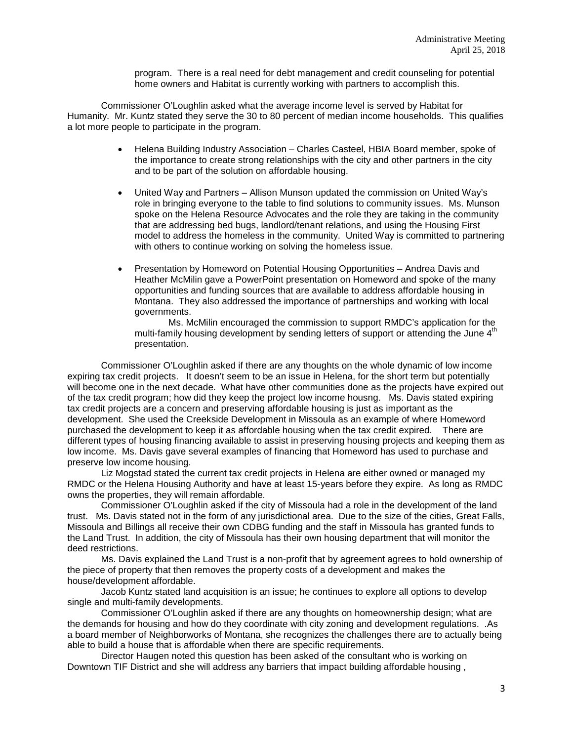program. There is a real need for debt management and credit counseling for potential home owners and Habitat is currently working with partners to accomplish this.

Commissioner O'Loughlin asked what the average income level is served by Habitat for Humanity. Mr. Kuntz stated they serve the 30 to 80 percent of median income households. This qualifies a lot more people to participate in the program.

- Helena Building Industry Association – Charles Casteel, HBIA Board member, spoke of the importance to create strong relationships with the city and other partners in the city and to be part of the solution on affordable housing.
- United Way and Partners – Allison Munson updated the commission on United Way's role in bringing everyone to the table to find solutions to community issues. Ms. Munson spoke on the Helena Resource Advocates and the role they are taking in the community that are addressing bed bugs, landlord/tenant relations, and using the Housing First model to address the homeless in the community. United Way is committed to partnering with others to continue working on solving the homeless issue.
- Presentation by Homeword on Potential Housing Opportunities – Andrea Davis and Heather McMilin gave a PowerPoint presentation on Homeword and spoke of the many opportunities and funding sources that are available to address affordable housing in Montana. They also addressed the importance of partnerships and working with local governments.

  Ms. McMilin encouraged the commission to support RMDC's application for the multi-family housing development by sending letters of support or attending the June 4th presentation.

Commissioner O'Loughlin asked if there are any thoughts on the whole dynamic of low income expiring tax credit projects. It doesn't seem to be an issue in Helena, for the short term but potentially will become one in the next decade. What have other communities done as the projects have expired out of the tax credit program; how did they keep the project low income housng. Ms. Davis stated expiring tax credit projects are a concern and preserving affordable housing is just as important as the development. She used the Creekside Development in Missoula as an example of where Homeword purchased the development to keep it as affordable housing when the tax credit expired. There are different types of housing financing available to assist in preserving housing projects and keeping them as low income. Ms. Davis gave several examples of financing that Homeword has used to purchase and preserve low income housing.

Liz Mogstad stated the current tax credit projects in Helena are either owned or managed my RMDC or the Helena Housing Authority and have at least 15-years before they expire. As long as RMDC owns the properties, they will remain affordable.

Commissioner O'Loughlin asked if the city of Missoula had a role in the development of the land trust. Ms. Davis stated not in the form of any jurisdictional area. Due to the size of the cities, Great Falls, Missoula and Billings all receive their own CDBG funding and the staff in Missoula has granted funds to the Land Trust. In addition, the city of Missoula has their own housing department that will monitor the deed restrictions.

Ms. Davis explained the Land Trust is a non-profit that by agreement agrees to hold ownership of the piece of property that then removes the property costs of a development and makes the house/development affordable.

Jacob Kuntz stated land acquisition is an issue; he continues to explore all options to develop single and multi-family developments.

Commissioner O'Loughlin asked if there are any thoughts on homeownership design; what are the demands for housing and how do they coordinate with city zoning and development regulations. .As a board member of Neighborworks of Montana, she recognizes the challenges there are to actually being able to build a house that is affordable when there are specific requirements.

Director Haugen noted this question has been asked of the consultant who is working on Downtown TIF District and she will address any barriers that impact building affordable housing ,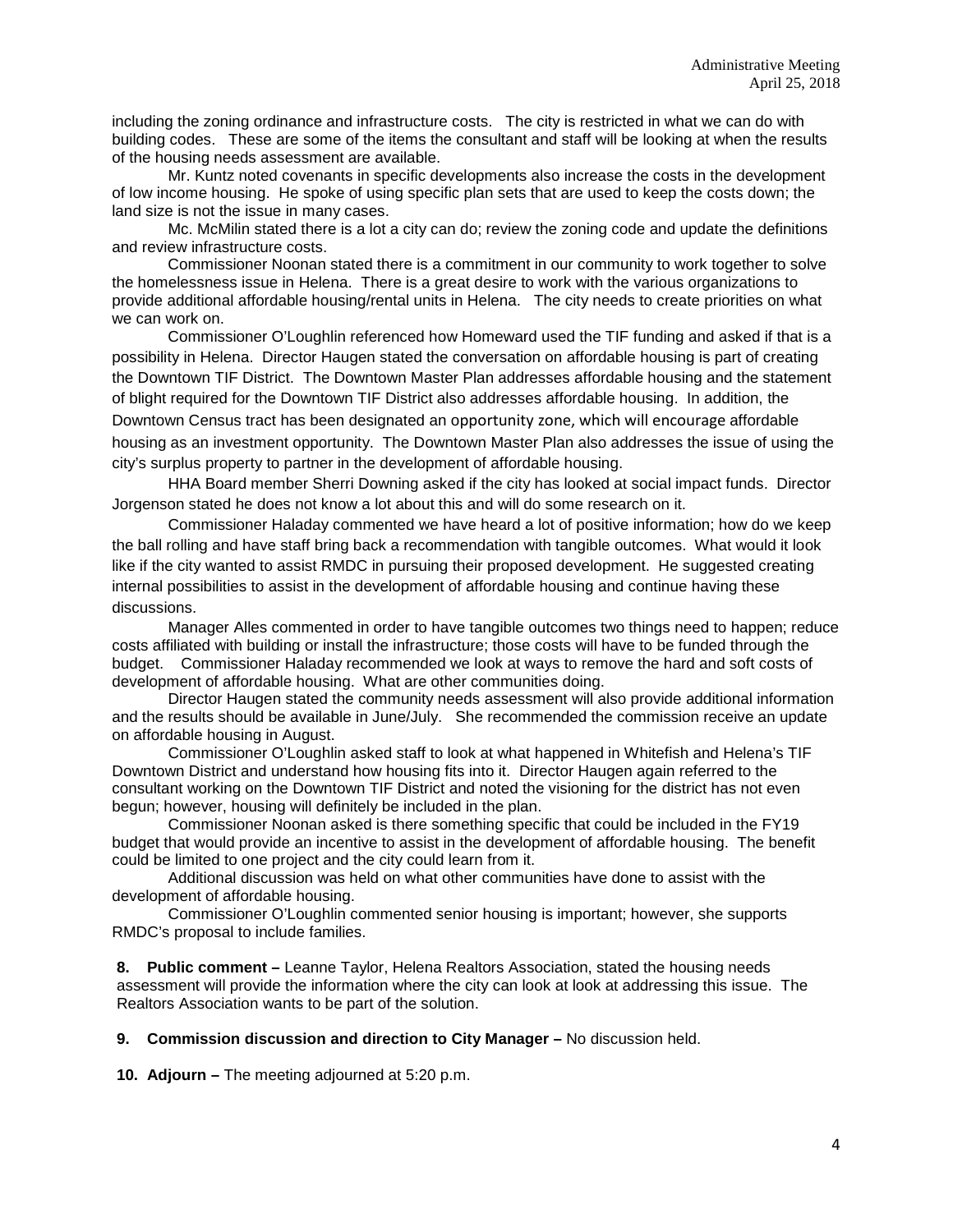including the zoning ordinance and infrastructure costs. The city is restricted in what we can do with building codes. These are some of the items the consultant and staff will be looking at when the results of the housing needs assessment are available.

Mr. Kuntz noted covenants in specific developments also increase the costs in the development of low income housing. He spoke of using specific plan sets that are used to keep the costs down; the land size is not the issue in many cases.

Mc. McMilin stated there is a lot a city can do; review the zoning code and update the definitions and review infrastructure costs.

Commissioner Noonan stated there is a commitment in our community to work together to solve the homelessness issue in Helena. There is a great desire to work with the various organizations to provide additional affordable housing/rental units in Helena. The city needs to create priorities on what we can work on.

Commissioner O'Loughlin referenced how Homeward used the TIF funding and asked if that is a possibility in Helena. Director Haugen stated the conversation on affordable housing is part of creating the Downtown TIF District. The Downtown Master Plan addresses affordable housing and the statement of blight required for the Downtown TIF District also addresses affordable housing. In addition, the Downtown Census tract has been designated an opportunity zone, which will encourage affordable housing as an investment opportunity. The Downtown Master Plan also addresses the issue of using the city's surplus property to partner in the development of affordable housing.

HHA Board member Sherri Downing asked if the city has looked at social impact funds. Director Jorgenson stated he does not know a lot about this and will do some research on it.

Commissioner Haladay commented we have heard a lot of positive information; how do we keep the ball rolling and have staff bring back a recommendation with tangible outcomes. What would it look like if the city wanted to assist RMDC in pursuing their proposed development. He suggested creating internal possibilities to assist in the development of affordable housing and continue having these discussions.

Manager Alles commented in order to have tangible outcomes two things need to happen; reduce costs affiliated with building or install the infrastructure; those costs will have to be funded through the budget. Commissioner Haladay recommended we look at ways to remove the hard and soft costs of development of affordable housing. What are other communities doing.

Director Haugen stated the community needs assessment will also provide additional information and the results should be available in June/July. She recommended the commission receive an update on affordable housing in August.

Commissioner O'Loughlin asked staff to look at what happened in Whitefish and Helena's TIF Downtown District and understand how housing fits into it. Director Haugen again referred to the consultant working on the Downtown TIF District and noted the visioning for the district has not even begun; however, housing will definitely be included in the plan.

Commissioner Noonan asked is there something specific that could be included in the FY19 budget that would provide an incentive to assist in the development of affordable housing. The benefit could be limited to one project and the city could learn from it.

Additional discussion was held on what other communities have done to assist with the development of affordable housing.

Commissioner O'Loughlin commented senior housing is important; however, she supports RMDC's proposal to include families.

**8. Public comment –** Leanne Taylor, Helena Realtors Association, stated the housing needs assessment will provide the information where the city can look at look at addressing this issue. The Realtors Association wants to be part of the solution.

**9. Commission discussion and direction to City Manager –** No discussion held.

**10. Adjourn –** The meeting adjourned at 5:20 p.m.